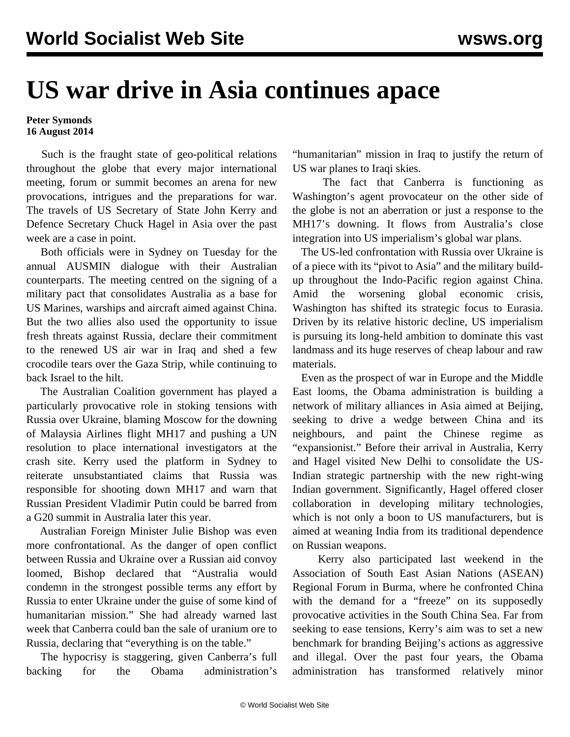# US war drive in Asia continues apace

**Peter Symonds**
**16 August 2014**

Such is the fraught state of geo-political relations throughout the globe that every major international meeting, forum or summit becomes an arena for new provocations, intrigues and the preparations for war. The travels of US Secretary of State John Kerry and Defence Secretary Chuck Hagel in Asia over the past week are a case in point.

Both officials were in Sydney on Tuesday for the annual AUSMIN dialogue with their Australian counterparts. The meeting centred on the signing of a military pact that consolidates Australia as a base for US Marines, warships and aircraft aimed against China. But the two allies also used the opportunity to issue fresh threats against Russia, declare their commitment to the renewed US air war in Iraq and shed a few crocodile tears over the Gaza Strip, while continuing to back Israel to the hilt.

The Australian Coalition government has played a particularly provocative role in stoking tensions with Russia over Ukraine, blaming Moscow for the downing of Malaysia Airlines flight MH17 and pushing a UN resolution to place international investigators at the crash site. Kerry used the platform in Sydney to reiterate unsubstantiated claims that Russia was responsible for shooting down MH17 and warn that Russian President Vladimir Putin could be barred from a G20 summit in Australia later this year.

Australian Foreign Minister Julie Bishop was even more confrontational. As the danger of open conflict between Russia and Ukraine over a Russian aid convoy loomed, Bishop declared that "Australia would condemn in the strongest possible terms any effort by Russia to enter Ukraine under the guise of some kind of humanitarian mission." She had already warned last week that Canberra could ban the sale of uranium ore to Russia, declaring that "everything is on the table."

The hypocrisy is staggering, given Canberra's full backing for the Obama administration's "humanitarian" mission in Iraq to justify the return of US war planes to Iraqi skies.

The fact that Canberra is functioning as Washington's agent provocateur on the other side of the globe is not an aberration or just a response to the MH17's downing. It flows from Australia's close integration into US imperialism's global war plans.

The US-led confrontation with Russia over Ukraine is of a piece with its "pivot to Asia" and the military build-up throughout the Indo-Pacific region against China. Amid the worsening global economic crisis, Washington has shifted its strategic focus to Eurasia. Driven by its relative historic decline, US imperialism is pursuing its long-held ambition to dominate this vast landmass and its huge reserves of cheap labour and raw materials.

Even as the prospect of war in Europe and the Middle East looms, the Obama administration is building a network of military alliances in Asia aimed at Beijing, seeking to drive a wedge between China and its neighbours, and paint the Chinese regime as "expansionist." Before their arrival in Australia, Kerry and Hagel visited New Delhi to consolidate the US-Indian strategic partnership with the new right-wing Indian government. Significantly, Hagel offered closer collaboration in developing military technologies, which is not only a boon to US manufacturers, but is aimed at weaning India from its traditional dependence on Russian weapons.

Kerry also participated last weekend in the Association of South East Asian Nations (ASEAN) Regional Forum in Burma, where he confronted China with the demand for a "freeze" on its supposedly provocative activities in the South China Sea. Far from seeking to ease tensions, Kerry's aim was to set a new benchmark for branding Beijing's actions as aggressive and illegal. Over the past four years, the Obama administration has transformed relatively minor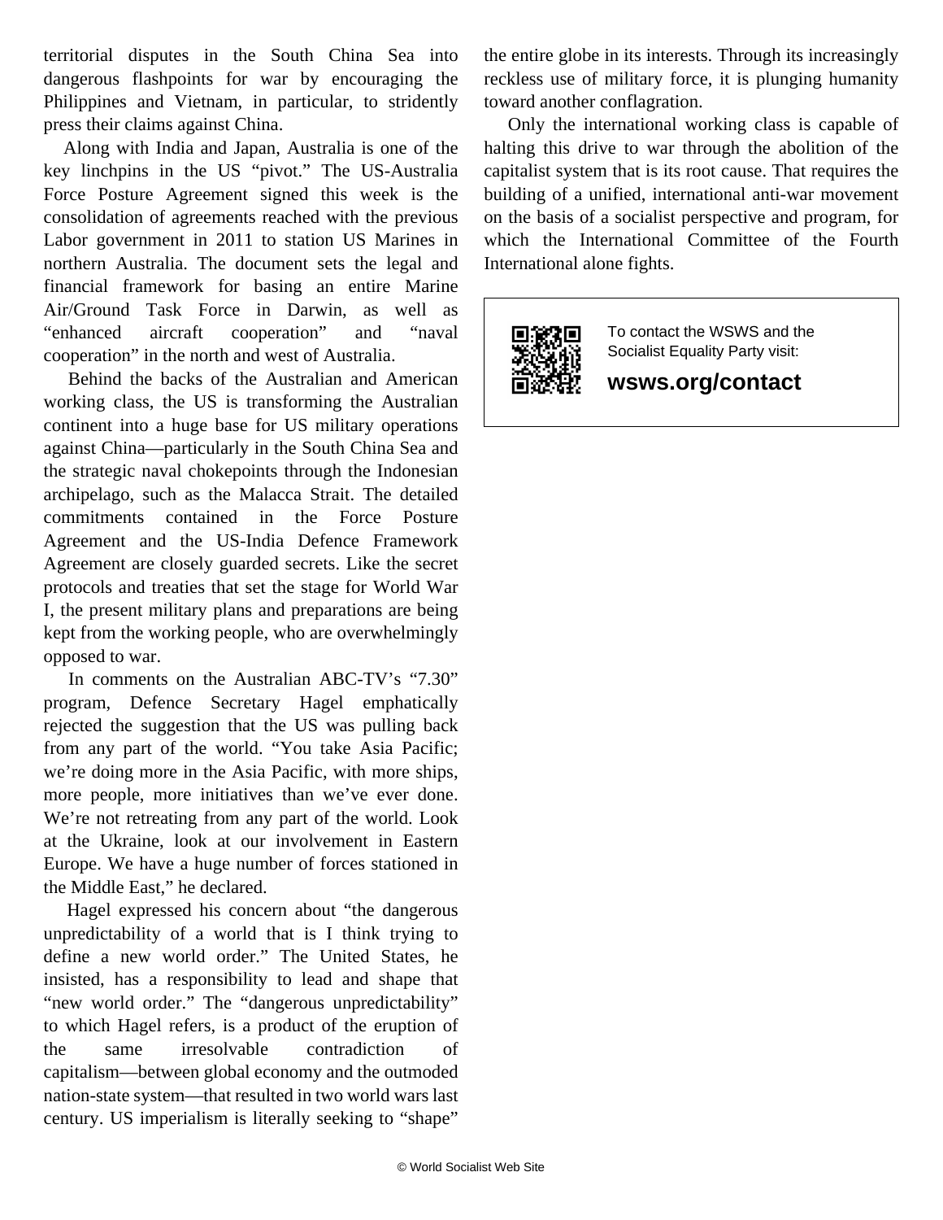territorial disputes in the South China Sea into dangerous flashpoints for war by encouraging the Philippines and Vietnam, in particular, to stridently press their claims against China.

Along with India and Japan, Australia is one of the key linchpins in the US "pivot." The US-Australia Force Posture Agreement signed this week is the consolidation of agreements reached with the previous Labor government in 2011 to station US Marines in northern Australia. The document sets the legal and financial framework for basing an entire Marine Air/Ground Task Force in Darwin, as well as "enhanced aircraft cooperation" and "naval cooperation" in the north and west of Australia.

Behind the backs of the Australian and American working class, the US is transforming the Australian continent into a huge base for US military operations against China—particularly in the South China Sea and the strategic naval chokepoints through the Indonesian archipelago, such as the Malacca Strait. The detailed commitments contained in the Force Posture Agreement and the US-India Defence Framework Agreement are closely guarded secrets. Like the secret protocols and treaties that set the stage for World War I, the present military plans and preparations are being kept from the working people, who are overwhelmingly opposed to war.

In comments on the Australian ABC-TV's "7.30" program, Defence Secretary Hagel emphatically rejected the suggestion that the US was pulling back from any part of the world. "You take Asia Pacific; we're doing more in the Asia Pacific, with more ships, more people, more initiatives than we've ever done. We're not retreating from any part of the world. Look at the Ukraine, look at our involvement in Eastern Europe. We have a huge number of forces stationed in the Middle East," he declared.

Hagel expressed his concern about "the dangerous unpredictability of a world that is I think trying to define a new world order." The United States, he insisted, has a responsibility to lead and shape that "new world order." The "dangerous unpredictability" to which Hagel refers, is a product of the eruption of the same irresolvable contradiction of capitalism—between global economy and the outmoded nation-state system—that resulted in two world wars last century. US imperialism is literally seeking to "shape" the entire globe in its interests. Through its increasingly reckless use of military force, it is plunging humanity toward another conflagration.

Only the international working class is capable of halting this drive to war through the abolition of the capitalist system that is its root cause. That requires the building of a unified, international anti-war movement on the basis of a socialist perspective and program, for which the International Committee of the Fourth International alone fights.

To contact the WSWS and the Socialist Equality Party visit:

**wsws.org/contact**